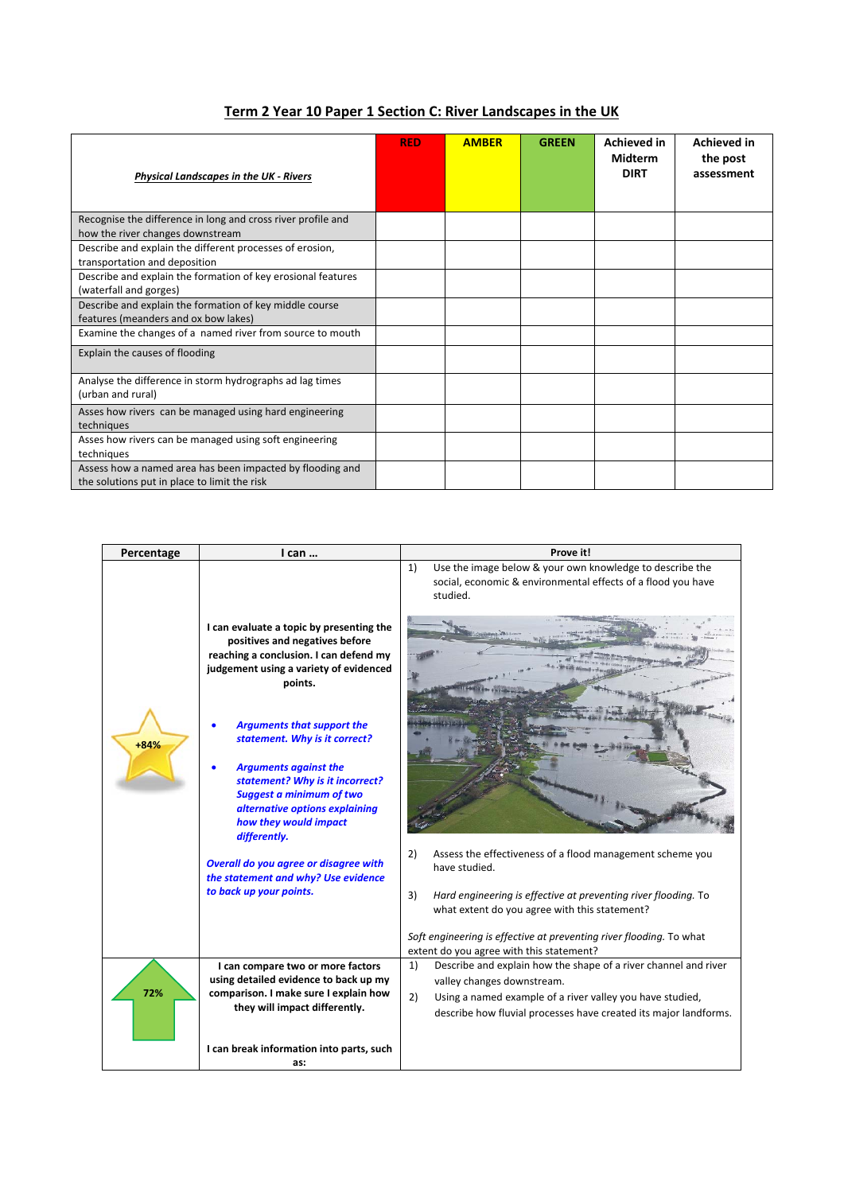# Term 2 Year 10 Paper 1 Section C: River Landscapes in the UK

| *Physical Landscapes in the UK - Rivers* | RED | AMBER | GREEN | Achieved in Midterm DIRT | Achieved in the post assessment |
|---|---|---|---|---|---|
| Recognise the difference in long and cross river profile and how the river changes downstream | | | | | |
| Describe and explain the different processes of erosion, transportation and deposition | | | | | |
| Describe and explain the formation of key erosional features (waterfall and gorges) | | | | | |
| Describe and explain the formation of key middle course features (meanders and ox bow lakes) | | | | | |
| Examine the changes of a named river from source to mouth | | | | | |
| Explain the causes of flooding | | | | | |
| Analyse the difference in storm hydrographs ad lag times (urban and rural) | | | | | |
| Asses how rivers can be managed using hard engineering techniques | | | | | |
| Asses how rivers can be managed using soft engineering techniques | | | | | |
| Assess how a named area has been impacted by flooding and the solutions put in place to limit the risk | | | | | |

| Percentage | I can … | Prove it! |
|---|---|---|
| +84% | **I can evaluate a topic by presenting the positives and negatives before reaching a conclusion. I can defend my judgement using a variety of evidenced points.** <br><br> • ***Arguments that support the statement. Why is it correct?*** <br> • ***Arguments against the statement? Why is it incorrect? Suggest a minimum of two alternative options explaining how they would impact differently.*** <br><br> ***Overall do you agree or disagree with the statement and why? Use evidence to back up your points.*** | 1) Use the image below & your own knowledge to describe the social, economic & environmental effects of a flood you have studied. <br><br> 2) Assess the effectiveness of a flood management scheme you have studied. <br><br> 3) *Hard engineering is effective at preventing river flooding.* To what extent do you agree with this statement? <br><br> *Soft engineering is effective at preventing river flooding.* To what extent do you agree with this statement? |
| 72% | **I can compare two or more factors using detailed evidence to back up my comparison. I make sure I explain how they will impact differently.** <br><br> **I can break information into parts, such as:** | 1) Describe and explain how the shape of a river channel and river valley changes downstream. <br> 2) Using a named example of a river valley you have studied, describe how fluvial processes have created its major landforms. |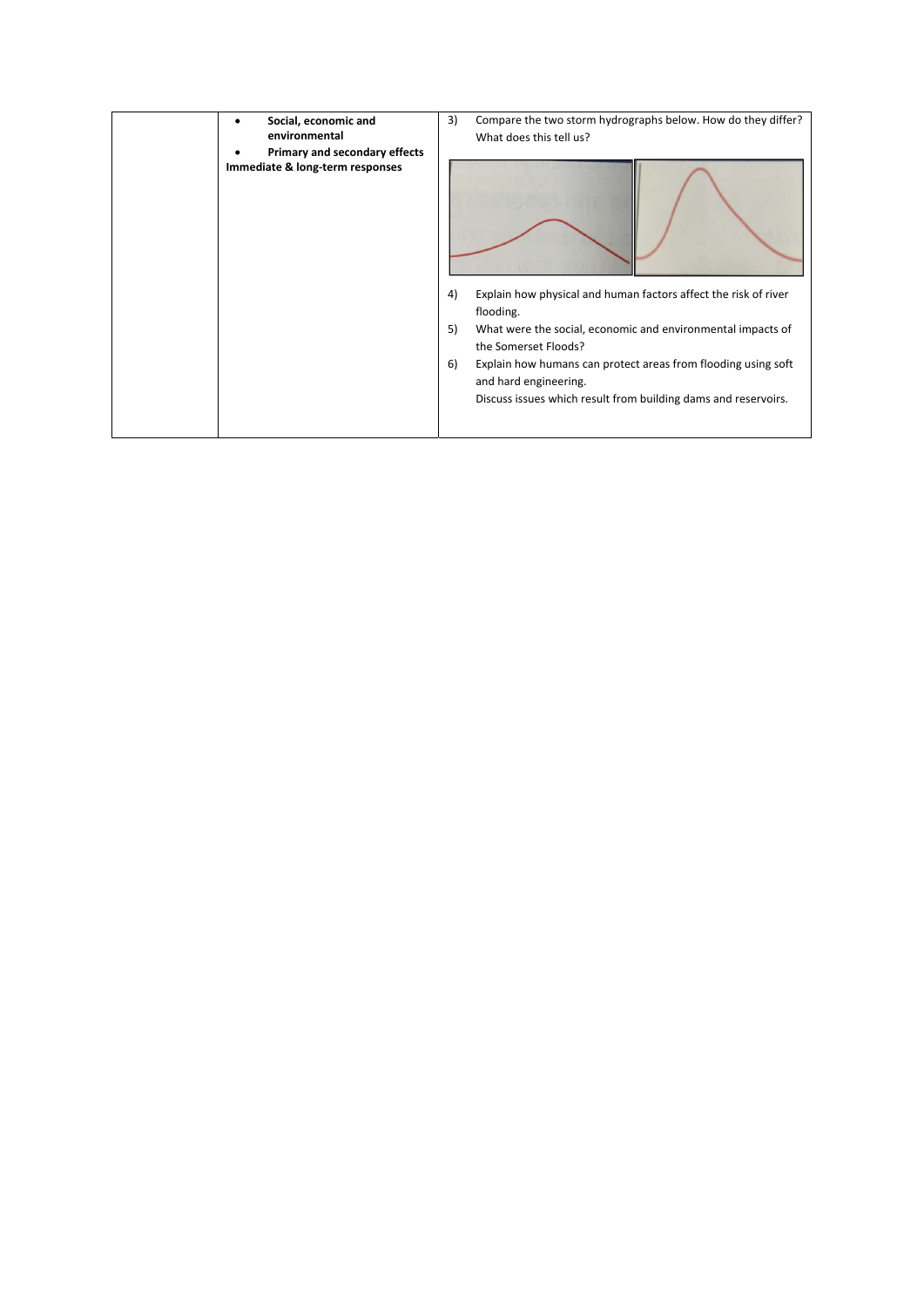| | | |
|---|---|---|
| | • **Social, economic and environmental**<br>• **Primary and secondary effects**<br>**Immediate & long-term responses** | 3) Compare the two storm hydrographs below. How do they differ? What does this tell us?<br><br>4) Explain how physical and human factors affect the risk of river flooding.<br>5) What were the social, economic and environmental impacts of the Somerset Floods?<br>6) Explain how humans can protect areas from flooding using soft and hard engineering.<br>Discuss issues which result from building dams and reservoirs. |